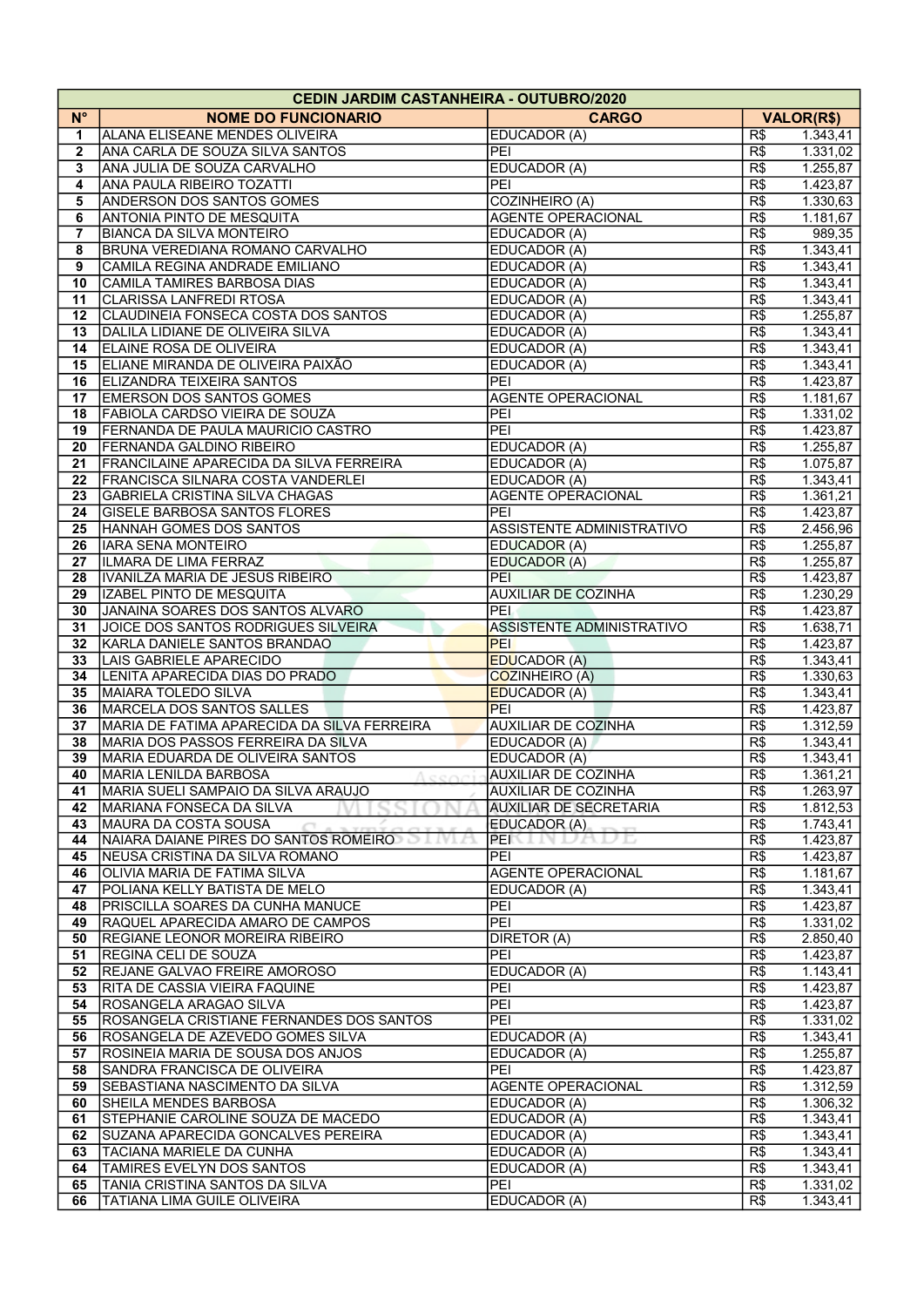| CEDIN JARDIM CASTANHEIRA - OUTUBRO/2020 | | | |
|---|---|---|---|
| **N°** | **NOME DO FUNCIONARIO** | **CARGO** | **VALOR(R$)** |
| 1 | ALANA ELISEANE MENDES OLIVEIRA | EDUCADOR (A) | R$ 1.343,41 |
| 2 | ANA CARLA DE SOUZA SILVA SANTOS | PEI | R$ 1.331,02 |
| 3 | ANA JULIA DE SOUZA CARVALHO | EDUCADOR (A) | R$ 1.255,87 |
| 4 | ANA PAULA RIBEIRO TOZATTI | PEI | R$ 1.423,87 |
| 5 | ANDERSON DOS SANTOS GOMES | COZINHEIRO (A) | R$ 1.330,63 |
| 6 | ANTONIA PINTO DE MESQUITA | AGENTE OPERACIONAL | R$ 1.181,67 |
| 7 | BIANCA DA SILVA MONTEIRO | EDUCADOR (A) | R$ 989,35 |
| 8 | BRUNA VEREDIANA ROMANO CARVALHO | EDUCADOR (A) | R$ 1.343,41 |
| 9 | CAMILA REGINA ANDRADE EMILIANO | EDUCADOR (A) | R$ 1.343,41 |
| 10 | CAMILA TAMIRES BARBOSA DIAS | EDUCADOR (A) | R$ 1.343,41 |
| 11 | CLARISSA LANFREDI RTOSA | EDUCADOR (A) | R$ 1.343,41 |
| 12 | CLAUDINEIA FONSECA COSTA DOS SANTOS | EDUCADOR (A) | R$ 1.255,87 |
| 13 | DALILA LIDIANE DE OLIVEIRA SILVA | EDUCADOR (A) | R$ 1.343,41 |
| 14 | ELAINE ROSA DE OLIVEIRA | EDUCADOR (A) | R$ 1.343,41 |
| 15 | ELIANE MIRANDA DE OLIVEIRA PAIXÃO | EDUCADOR (A) | R$ 1.343,41 |
| 16 | ELIZANDRA TEIXEIRA SANTOS | PEI | R$ 1.423,87 |
| 17 | EMERSON DOS SANTOS GOMES | AGENTE OPERACIONAL | R$ 1.181,67 |
| 18 | FABIOLA CARDSO VIEIRA DE SOUZA | PEI | R$ 1.331,02 |
| 19 | FERNANDA DE PAULA MAURICIO CASTRO | PEI | R$ 1.423,87 |
| 20 | FERNANDA GALDINO RIBEIRO | EDUCADOR (A) | R$ 1.255,87 |
| 21 | FRANCILAINE APARECIDA DA SILVA FERREIRA | EDUCADOR (A) | R$ 1.075,87 |
| 22 | FRANCISCA SILNARA COSTA VANDERLEI | EDUCADOR (A) | R$ 1.343,41 |
| 23 | GABRIELA CRISTINA SILVA CHAGAS | AGENTE OPERACIONAL | R$ 1.361,21 |
| 24 | GISELE BARBOSA SANTOS FLORES | PEI | R$ 1.423,87 |
| 25 | HANNAH GOMES DOS SANTOS | ASSISTENTE ADMINISTRATIVO | R$ 2.456,96 |
| 26 | IARA SENA MONTEIRO | EDUCADOR (A) | R$ 1.255,87 |
| 27 | ILMARA DE LIMA FERRAZ | EDUCADOR (A) | R$ 1.255,87 |
| 28 | IVANILZA MARIA DE JESUS RIBEIRO | PEI | R$ 1.423,87 |
| 29 | IZABEL PINTO DE MESQUITA | AUXILIAR DE COZINHA | R$ 1.230,29 |
| 30 | JANAINA SOARES DOS SANTOS ALVARO | PEI | R$ 1.423,87 |
| 31 | JOICE DOS SANTOS RODRIGUES SILVEIRA | ASSISTENTE ADMINISTRATIVO | R$ 1.638,71 |
| 32 | KARLA DANIELE SANTOS BRANDAO | PEI | R$ 1.423,87 |
| 33 | LAIS GABRIELE APARECIDO | EDUCADOR (A) | R$ 1.343,41 |
| 34 | LENITA APARECIDA DIAS DO PRADO | COZINHEIRO (A) | R$ 1.330,63 |
| 35 | MAIARA TOLEDO SILVA | EDUCADOR (A) | R$ 1.343,41 |
| 36 | MARCELA DOS SANTOS SALLES | PEI | R$ 1.423,87 |
| 37 | MARIA DE FATIMA APARECIDA DA SILVA FERREIRA | AUXILIAR DE COZINHA | R$ 1.312,59 |
| 38 | MARIA DOS PASSOS FERREIRA DA SILVA | EDUCADOR (A) | R$ 1.343,41 |
| 39 | MARIA EDUARDA DE OLIVEIRA SANTOS | EDUCADOR (A) | R$ 1.343,41 |
| 40 | MARIA LENILDA BARBOSA | AUXILIAR DE COZINHA | R$ 1.361,21 |
| 41 | MARIA SUELI SAMPAIO DA SILVA ARAUJO | AUXILIAR DE COZINHA | R$ 1.263,97 |
| 42 | MARIANA FONSECA DA SILVA | AUXILIAR DE SECRETARIA | R$ 1.812,53 |
| 43 | MAURA DA COSTA SOUSA | EDUCADOR (A) | R$ 1.743,41 |
| 44 | NAIARA DAIANE PIRES DO SANTOS ROMEIRO | PEI | R$ 1.423,87 |
| 45 | NEUSA CRISTINA DA SILVA ROMANO | PEI | R$ 1.423,87 |
| 46 | OLIVIA MARIA DE FATIMA SILVA | AGENTE OPERACIONAL | R$ 1.181,67 |
| 47 | POLIANA KELLY BATISTA DE MELO | EDUCADOR (A) | R$ 1.343,41 |
| 48 | PRISCILLA SOARES DA CUNHA MANUCE | PEI | R$ 1.423,87 |
| 49 | RAQUEL APARECIDA AMARO DE CAMPOS | PEI | R$ 1.331,02 |
| 50 | REGIANE LEONOR MOREIRA RIBEIRO | DIRETOR (A) | R$ 2.850,40 |
| 51 | REGINA CELI DE SOUZA | PEI | R$ 1.423,87 |
| 52 | REJANE GALVAO FREIRE AMOROSO | EDUCADOR (A) | R$ 1.143,41 |
| 53 | RITA DE CASSIA VIEIRA FAQUINE | PEI | R$ 1.423,87 |
| 54 | ROSANGELA ARAGAO SILVA | PEI | R$ 1.423,87 |
| 55 | ROSANGELA CRISTIANE FERNANDES DOS SANTOS | PEI | R$ 1.331,02 |
| 56 | ROSANGELA DE AZEVEDO GOMES SILVA | EDUCADOR (A) | R$ 1.343,41 |
| 57 | ROSINEIA MARIA DE SOUSA DOS ANJOS | EDUCADOR (A) | R$ 1.255,87 |
| 58 | SANDRA FRANCISCA DE OLIVEIRA | PEI | R$ 1.423,87 |
| 59 | SEBASTIANA NASCIMENTO DA SILVA | AGENTE OPERACIONAL | R$ 1.312,59 |
| 60 | SHEILA MENDES BARBOSA | EDUCADOR (A) | R$ 1.306,32 |
| 61 | STEPHANIE CAROLINE SOUZA DE MACEDO | EDUCADOR (A) | R$ 1.343,41 |
| 62 | SUZANA APARECIDA GONCALVES PEREIRA | EDUCADOR (A) | R$ 1.343,41 |
| 63 | TACIANA MARIELE DA CUNHA | EDUCADOR (A) | R$ 1.343,41 |
| 64 | TAMIRES EVELYN DOS SANTOS | EDUCADOR (A) | R$ 1.343,41 |
| 65 | TANIA CRISTINA SANTOS DA SILVA | PEI | R$ 1.331,02 |
| 66 | TATIANA LIMA GUILE OLIVEIRA | EDUCADOR (A) | R$ 1.343,41 |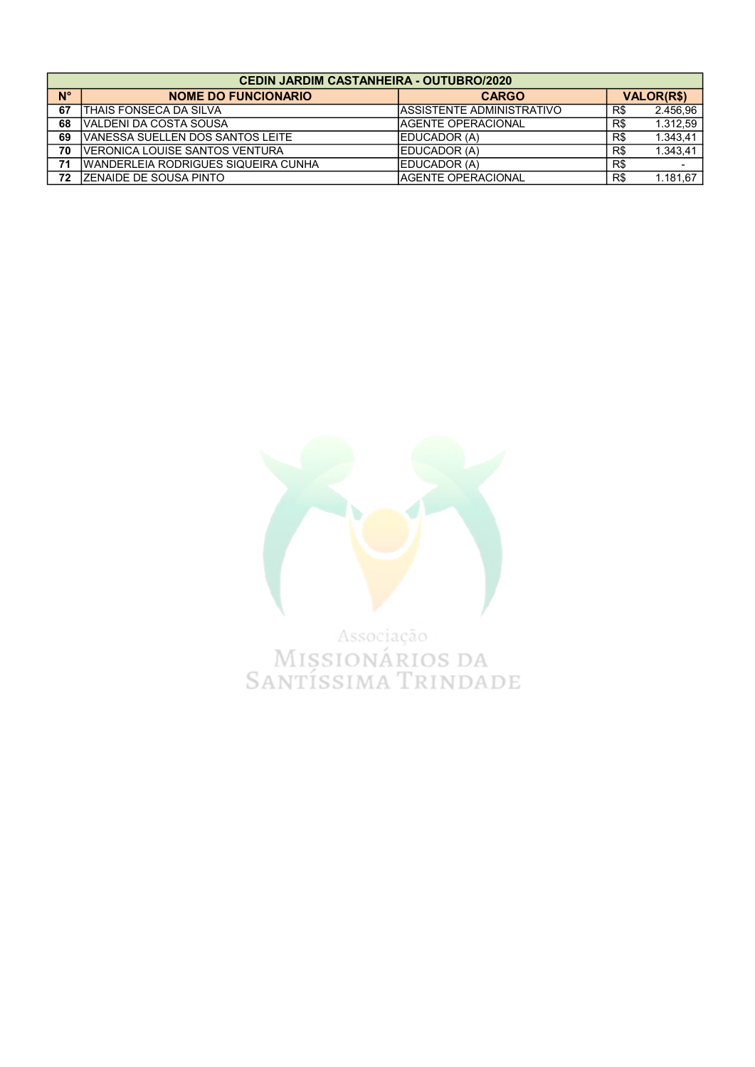| CEDIN JARDIM CASTANHEIRA - OUTUBRO/2020 | | | |
|---|---|---|---|
| **N°** | **NOME DO FUNCIONARIO** | **CARGO** | **VALOR(R$)** |
| 67 | THAIS FONSECA DA SILVA | ASSISTENTE ADMINISTRATIVO | R$ 2.456,96 |
| 68 | VALDENI DA COSTA SOUSA | AGENTE OPERACIONAL | R$ 1.312,59 |
| 69 | VANESSA SUELLEN DOS SANTOS LEITE | EDUCADOR (A) | R$ 1.343,41 |
| 70 | VERONICA LOUISE SANTOS VENTURA | EDUCADOR (A) | R$ 1.343,41 |
| 71 | WANDERLEIA RODRIGUES SIQUEIRA CUNHA | EDUCADOR (A) | R$ - |
| 72 | ZENAIDE DE SOUSA PINTO | AGENTE OPERACIONAL | R$ 1.181,67 |